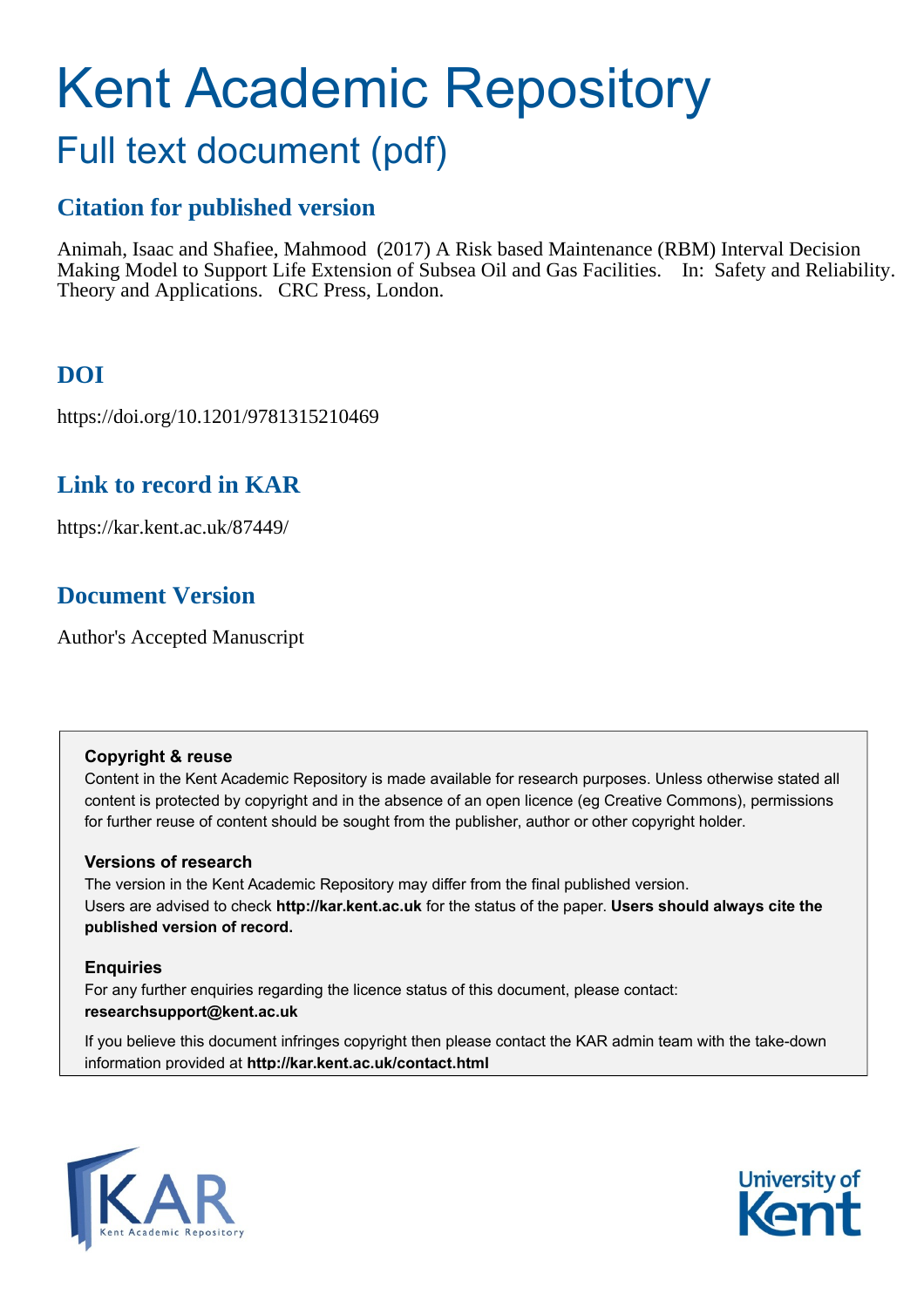# Kent Academic Repository

## Full text document (pdf)

### Citation for published version

Animah, Isaac and Shafiee, Mahmood (2017) A Risk based Maintenance (RBM) Interval Decision Making Model to Support Life Extension of Subsea Oil and Gas Facilities. In: Safety and Reliability. Theory and Applications. CRC Press, London.

### DOI

https://doi.org/10.1201/9781315210469

### Link to record in KAR

https://kar.kent.ac.uk/87449/

### Document Version

Author's Accepted Manuscript

**Copyright & reuse**

Content in the Kent Academic Repository is made available for research purposes. Unless otherwise stated all content is protected by copyright and in the absence of an open licence (eg Creative Commons), permissions for further reuse of content should be sought from the publisher, author or other copyright holder.

**Versions of research**

The version in the Kent Academic Repository may differ from the final published version. Users are advised to check **http://kar.kent.ac.uk** for the status of the paper. **Users should always cite the published version of record.**

**Enquiries**

For any further enquiries regarding the licence status of this document, please contact: **researchsupport@kent.ac.uk**

If you believe this document infringes copyright then please contact the KAR admin team with the take-down information provided at **http://kar.kent.ac.uk/contact.html**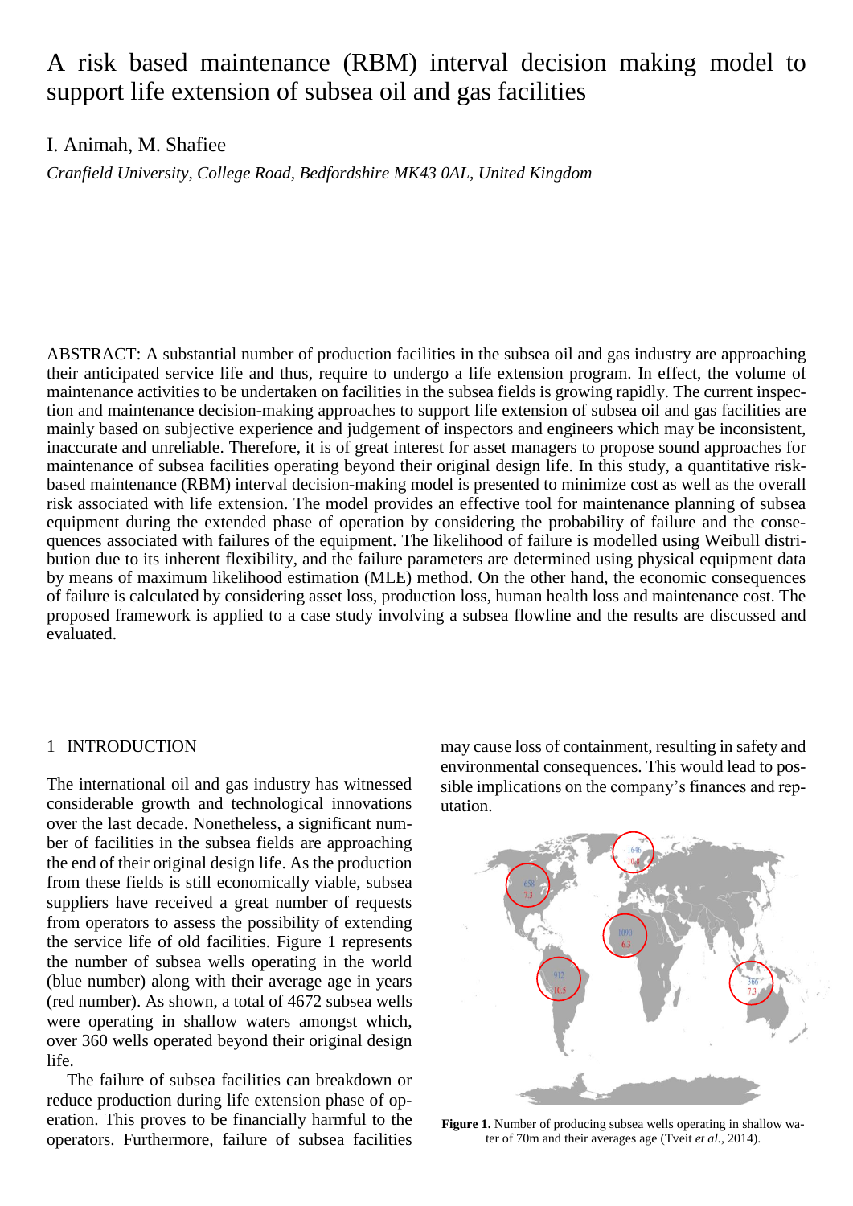# A risk based maintenance (RBM) interval decision making model to support life extension of subsea oil and gas facilities

I. Animah, M. Shafiee

*Cranfield University, College Road, Bedfordshire MK43 0AL, United Kingdom*

ABSTRACT: A substantial number of production facilities in the subsea oil and gas industry are approaching their anticipated service life and thus, require to undergo a life extension program. In effect, the volume of maintenance activities to be undertaken on facilities in the subsea fields is growing rapidly. The current inspection and maintenance decision-making approaches to support life extension of subsea oil and gas facilities are mainly based on subjective experience and judgement of inspectors and engineers which may be inconsistent, inaccurate and unreliable. Therefore, it is of great interest for asset managers to propose sound approaches for maintenance of subsea facilities operating beyond their original design life. In this study, a quantitative risk-based maintenance (RBM) interval decision-making model is presented to minimize cost as well as the overall risk associated with life extension. The model provides an effective tool for maintenance planning of subsea equipment during the extended phase of operation by considering the probability of failure and the consequences associated with failures of the equipment. The likelihood of failure is modelled using Weibull distribution due to its inherent flexibility, and the failure parameters are determined using physical equipment data by means of maximum likelihood estimation (MLE) method. On the other hand, the economic consequences of failure is calculated by considering asset loss, production loss, human health loss and maintenance cost. The proposed framework is applied to a case study involving a subsea flowline and the results are discussed and evaluated.

## 1 INTRODUCTION

The international oil and gas industry has witnessed considerable growth and technological innovations over the last decade. Nonetheless, a significant number of facilities in the subsea fields are approaching the end of their original design life. As the production from these fields is still economically viable, subsea suppliers have received a great number of requests from operators to assess the possibility of extending the service life of old facilities. Figure 1 represents the number of subsea wells operating in the world (blue number) along with their average age in years (red number). As shown, a total of 4672 subsea wells were operating in shallow waters amongst which, over 360 wells operated beyond their original design life.

The failure of subsea facilities can breakdown or reduce production during life extension phase of operation. This proves to be financially harmful to the operators. Furthermore, failure of subsea facilities may cause loss of containment, resulting in safety and environmental consequences. This would lead to possible implications on the company's finances and reputation.

**Figure 1.** Number of producing subsea wells operating in shallow water of 70m and their averages age (Tveit *et al.*, 2014).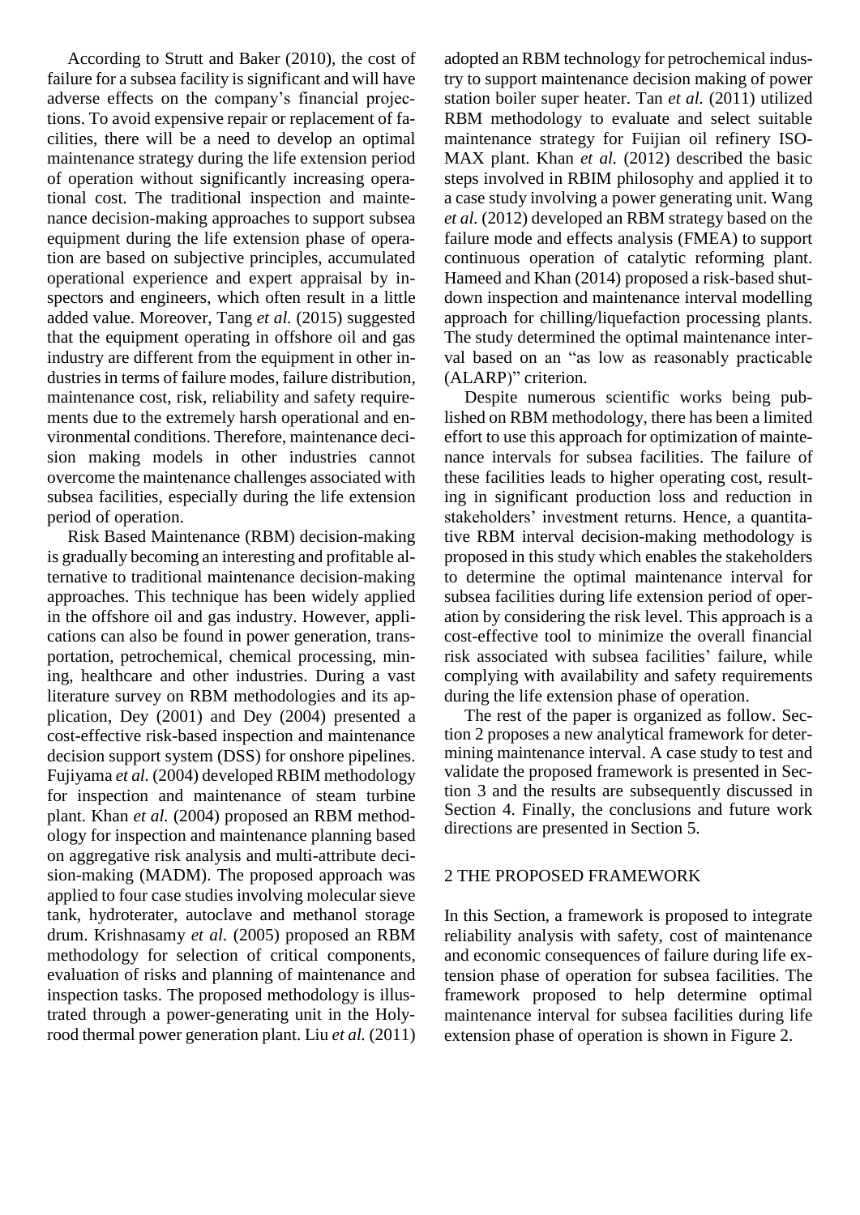According to Strutt and Baker (2010), the cost of failure for a subsea facility is significant and will have adverse effects on the company's financial projections. To avoid expensive repair or replacement of facilities, there will be a need to develop an optimal maintenance strategy during the life extension period of operation without significantly increasing operational cost. The traditional inspection and maintenance decision-making approaches to support subsea equipment during the life extension phase of operation are based on subjective principles, accumulated operational experience and expert appraisal by inspectors and engineers, which often result in a little added value. Moreover, Tang *et al.* (2015) suggested that the equipment operating in offshore oil and gas industry are different from the equipment in other industries in terms of failure modes, failure distribution, maintenance cost, risk, reliability and safety requirements due to the extremely harsh operational and environmental conditions. Therefore, maintenance decision making models in other industries cannot overcome the maintenance challenges associated with subsea facilities, especially during the life extension period of operation.

Risk Based Maintenance (RBM) decision-making is gradually becoming an interesting and profitable alternative to traditional maintenance decision-making approaches. This technique has been widely applied in the offshore oil and gas industry. However, applications can also be found in power generation, transportation, petrochemical, chemical processing, mining, healthcare and other industries. During a vast literature survey on RBM methodologies and its application, Dey (2001) and Dey (2004) presented a cost-effective risk-based inspection and maintenance decision support system (DSS) for onshore pipelines. Fujiyama *et al.* (2004) developed RBIM methodology for inspection and maintenance of steam turbine plant. Khan *et al.* (2004) proposed an RBM methodology for inspection and maintenance planning based on aggregative risk analysis and multi-attribute decision-making (MADM). The proposed approach was applied to four case studies involving molecular sieve tank, hydroterater, autoclave and methanol storage drum. Krishnasamy *et al.* (2005) proposed an RBM methodology for selection of critical components, evaluation of risks and planning of maintenance and inspection tasks. The proposed methodology is illustrated through a power-generating unit in the Holyrood thermal power generation plant. Liu *et al.* (2011) adopted an RBM technology for petrochemical industry to support maintenance decision making of power station boiler super heater. Tan *et al.* (2011) utilized RBM methodology to evaluate and select suitable maintenance strategy for Fuijian oil refinery ISO-MAX plant. Khan *et al.* (2012) described the basic steps involved in RBIM philosophy and applied it to a case study involving a power generating unit. Wang *et al.* (2012) developed an RBM strategy based on the failure mode and effects analysis (FMEA) to support continuous operation of catalytic reforming plant. Hameed and Khan (2014) proposed a risk-based shutdown inspection and maintenance interval modelling approach for chilling/liquefaction processing plants. The study determined the optimal maintenance interval based on an "as low as reasonably practicable (ALARP)" criterion.

Despite numerous scientific works being published on RBM methodology, there has been a limited effort to use this approach for optimization of maintenance intervals for subsea facilities. The failure of these facilities leads to higher operating cost, resulting in significant production loss and reduction in stakeholders' investment returns. Hence, a quantitative RBM interval decision-making methodology is proposed in this study which enables the stakeholders to determine the optimal maintenance interval for subsea facilities during life extension period of operation by considering the risk level. This approach is a cost-effective tool to minimize the overall financial risk associated with subsea facilities' failure, while complying with availability and safety requirements during the life extension phase of operation.

The rest of the paper is organized as follow. Section 2 proposes a new analytical framework for determining maintenance interval. A case study to test and validate the proposed framework is presented in Section 3 and the results are subsequently discussed in Section 4. Finally, the conclusions and future work directions are presented in Section 5.

## 2 THE PROPOSED FRAMEWORK

In this Section, a framework is proposed to integrate reliability analysis with safety, cost of maintenance and economic consequences of failure during life extension phase of operation for subsea facilities. The framework proposed to help determine optimal maintenance interval for subsea facilities during life extension phase of operation is shown in Figure 2.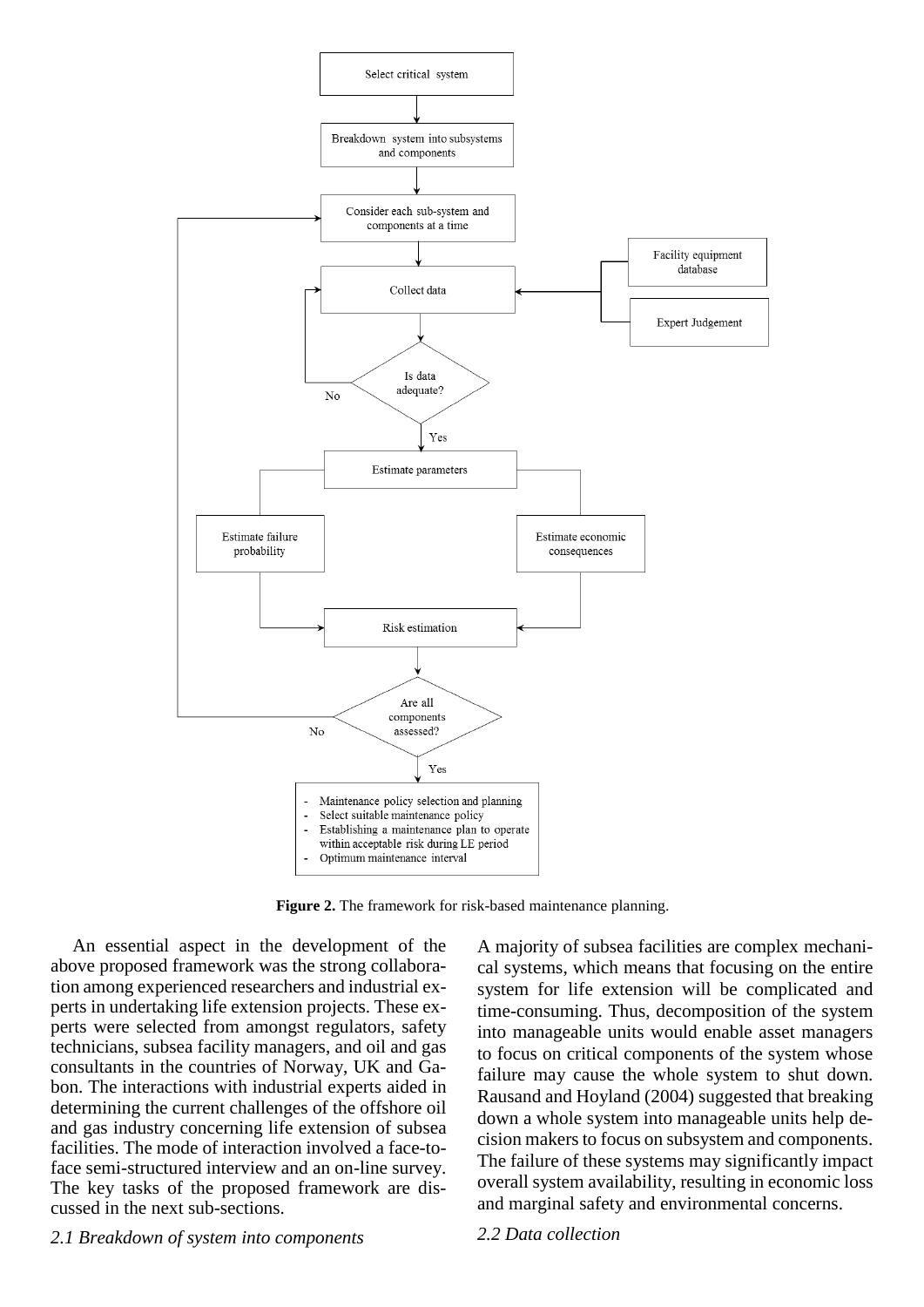**Figure 2.** The framework for risk-based maintenance planning.

An essential aspect in the development of the above proposed framework was the strong collaboration among experienced researchers and industrial experts in undertaking life extension projects. These experts were selected from amongst regulators, safety technicians, subsea facility managers, and oil and gas consultants in the countries of Norway, UK and Gabon. The interactions with industrial experts aided in determining the current challenges of the offshore oil and gas industry concerning life extension of subsea facilities. The mode of interaction involved a face-to-face semi-structured interview and an on-line survey. The key tasks of the proposed framework are discussed in the next sub-sections.

*2.1 Breakdown of system into components*

A majority of subsea facilities are complex mechanical systems, which means that focusing on the entire system for life extension will be complicated and time-consuming. Thus, decomposition of the system into manageable units would enable asset managers to focus on critical components of the system whose failure may cause the whole system to shut down. Rausand and Hoyland (2004) suggested that breaking down a whole system into manageable units help decision makers to focus on subsystem and components. The failure of these systems may significantly impact overall system availability, resulting in economic loss and marginal safety and environmental concerns.

*2.2 Data collection*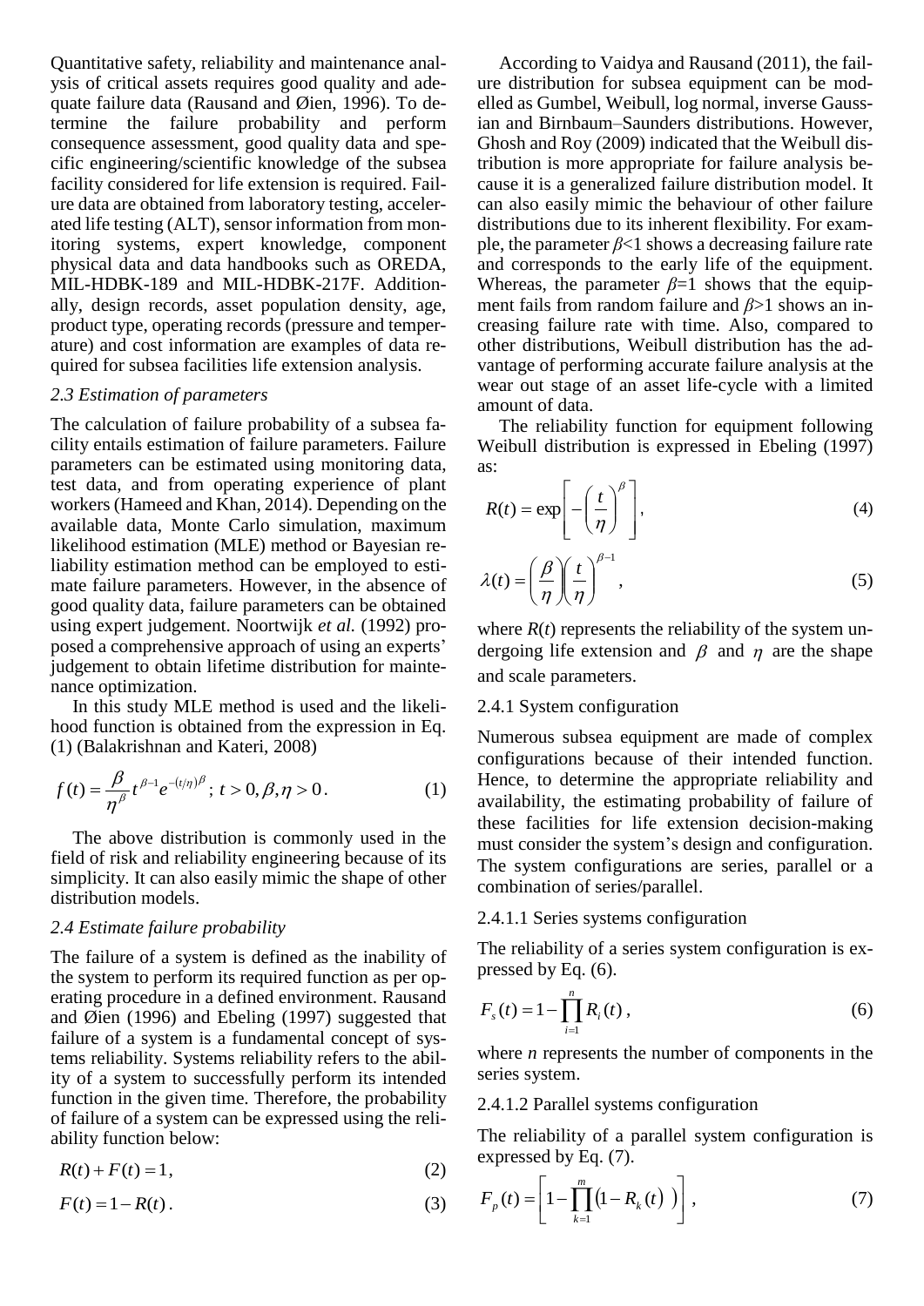Quantitative safety, reliability and maintenance analysis of critical assets requires good quality and adequate failure data (Rausand and Øien, 1996). To determine the failure probability and perform consequence assessment, good quality data and specific engineering/scientific knowledge of the subsea facility considered for life extension is required. Failure data are obtained from laboratory testing, accelerated life testing (ALT), sensor information from monitoring systems, expert knowledge, component physical data and data handbooks such as OREDA, MIL-HDBK-189 and MIL-HDBK-217F. Additionally, design records, asset population density, age, product type, operating records (pressure and temperature) and cost information are examples of data required for subsea facilities life extension analysis.

### *2.3 Estimation of parameters*

The calculation of failure probability of a subsea facility entails estimation of failure parameters. Failure parameters can be estimated using monitoring data, test data, and from operating experience of plant workers (Hameed and Khan, 2014). Depending on the available data, Monte Carlo simulation, maximum likelihood estimation (MLE) method or Bayesian reliability estimation method can be employed to estimate failure parameters. However, in the absence of good quality data, failure parameters can be obtained using expert judgement. Noortwijk *et al.* (1992) proposed a comprehensive approach of using an experts' judgement to obtain lifetime distribution for maintenance optimization.

In this study MLE method is used and the likelihood function is obtained from the expression in Eq. (1) (Balakrishnan and Kateri, 2008)

$$f(t) = \frac{\beta}{\eta^{\beta}} t^{\beta-1} e^{-(t/\eta)^{\beta}}\,;\; t > 0, \beta, \eta > 0\,. \tag{1}$$

The above distribution is commonly used in the field of risk and reliability engineering because of its simplicity. It can also easily mimic the shape of other distribution models.

### *2.4 Estimate failure probability*

The failure of a system is defined as the inability of the system to perform its required function as per operating procedure in a defined environment. Rausand and Øien (1996) and Ebeling (1997) suggested that failure of a system is a fundamental concept of systems reliability. Systems reliability refers to the ability of a system to successfully perform its intended function in the given time. Therefore, the probability of failure of a system can be expressed using the reliability function below:

$$R(t) + F(t) = 1, \tag{2}$$

$$F(t) = 1 - R(t)\,. \tag{3}$$

According to Vaidya and Rausand (2011), the failure distribution for subsea equipment can be modelled as Gumbel, Weibull, log normal, inverse Gaussian and Birnbaum–Saunders distributions. However, Ghosh and Roy (2009) indicated that the Weibull distribution is more appropriate for failure analysis because it is a generalized failure distribution model. It can also easily mimic the behaviour of other failure distributions due to its inherent flexibility. For example, the parameter $\beta<1$ shows a decreasing failure rate and corresponds to the early life of the equipment. Whereas, the parameter $\beta=1$ shows that the equipment fails from random failure and $\beta>1$ shows an increasing failure rate with time. Also, compared to other distributions, Weibull distribution has the advantage of performing accurate failure analysis at the wear out stage of an asset life-cycle with a limited amount of data.

The reliability function for equipment following Weibull distribution is expressed in Ebeling (1997) as:

$$R(t) = \exp\left[-\left(\frac{t}{\eta}\right)^{\beta}\right], \tag{4}$$

$$\lambda(t) = \left(\frac{\beta}{\eta}\right)\left(\frac{t}{\eta}\right)^{\beta-1}, \tag{5}$$

where $R(t)$ represents the reliability of the system undergoing life extension and $\beta$ and $\eta$ are the shape and scale parameters.

#### 2.4.1 System configuration

Numerous subsea equipment are made of complex configurations because of their intended function. Hence, to determine the appropriate reliability and availability, the estimating probability of failure of these facilities for life extension decision-making must consider the system's design and configuration. The system configurations are series, parallel or a combination of series/parallel.

##### 2.4.1.1 Series systems configuration

The reliability of a series system configuration is expressed by Eq. (6).

$$F_s(t) = 1 - \prod_{i=1}^{n} R_i(t)\,, \tag{6}$$

where *n* represents the number of components in the series system.

##### 2.4.1.2 Parallel systems configuration

The reliability of a parallel system configuration is expressed by Eq. (7).

$$F_p(t) = \left[1 - \prod_{k=1}^{m} \left(1 - R_k(t)\ \right)\right], \tag{7}$$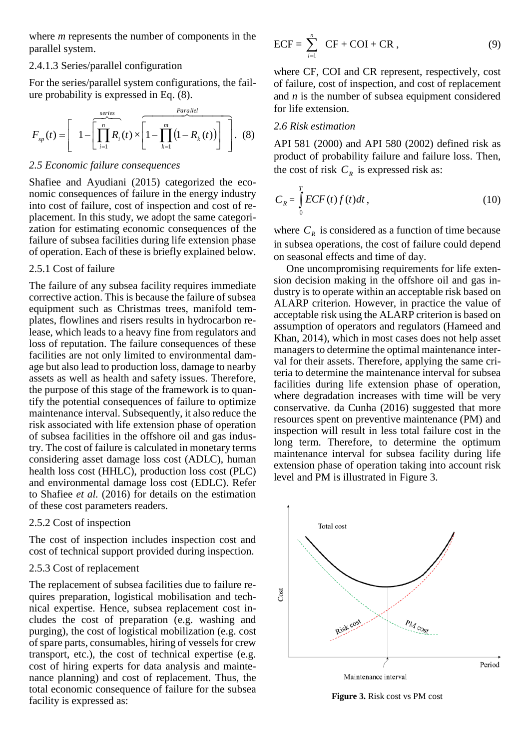where *m* represents the number of components in the parallel system.

2.4.1.3 Series/parallel configuration

For the series/parallel system configurations, the failure probability is expressed in Eq. (8).

$$F_{sp}(t) = \left[ 1 - \left[ \overbrace{\prod_{i=1}^{n} R_i(t)}^{series} \times \overbrace{\left[ 1 - \prod_{k=1}^{m} (1 - R_k(t)) \right]}^{Parallel} \right] \right]. \quad (8)$$

### *2.5 Economic failure consequences*

Shafiee and Ayudiani (2015) categorized the economic consequences of failure in the energy industry into cost of failure, cost of inspection and cost of replacement. In this study, we adopt the same categorization for estimating economic consequences of the failure of subsea facilities during life extension phase of operation. Each of these is briefly explained below.

2.5.1 Cost of failure

The failure of any subsea facility requires immediate corrective action. This is because the failure of subsea equipment such as Christmas trees, manifold templates, flowlines and risers results in hydrocarbon release, which leads to a heavy fine from regulators and loss of reputation. The failure consequences of these facilities are not only limited to environmental damage but also lead to production loss, damage to nearby assets as well as health and safety issues. Therefore, the purpose of this stage of the framework is to quantify the potential consequences of failure to optimize maintenance interval. Subsequently, it also reduce the risk associated with life extension phase of operation of subsea facilities in the offshore oil and gas industry. The cost of failure is calculated in monetary terms considering asset damage loss cost (ADLC), human health loss cost (HHLC), production loss cost (PLC) and environmental damage loss cost (EDLC). Refer to Shafiee *et al.* (2016) for details on the estimation of these cost parameters readers.

2.5.2 Cost of inspection

The cost of inspection includes inspection cost and cost of technical support provided during inspection.

2.5.3 Cost of replacement

The replacement of subsea facilities due to failure requires preparation, logistical mobilisation and technical expertise. Hence, subsea replacement cost includes the cost of preparation (e.g. washing and purging), the cost of logistical mobilization (e.g. cost of spare parts, consumables, hiring of vessels for crew transport, etc.), the cost of technical expertise (e.g. cost of hiring experts for data analysis and maintenance planning) and cost of replacement. Thus, the total economic consequence of failure for the subsea facility is expressed as:

$$\text{ECF} = \sum_{i=1}^{n} \text{CF} + \text{COI} + \text{CR}, \quad (9)$$

where CF, COI and CR represent, respectively, cost of failure, cost of inspection, and cost of replacement and *n* is the number of subsea equipment considered for life extension.

### *2.6 Risk estimation*

API 581 (2000) and API 580 (2002) defined risk as product of probability failure and failure loss. Then, the cost of risk $C_R$ is expressed risk as:

$$C_R = \int_0^T ECF(t) f(t) dt, \quad (10)$$

where $C_R$ is considered as a function of time because in subsea operations, the cost of failure could depend on seasonal effects and time of day.

One uncompromising requirements for life extension decision making in the offshore oil and gas industry is to operate within an acceptable risk based on ALARP criterion. However, in practice the value of acceptable risk using the ALARP criterion is based on assumption of operators and regulators (Hameed and Khan, 2014), which in most cases does not help asset managers to determine the optimal maintenance interval for their assets. Therefore, applying the same criteria to determine the maintenance interval for subsea facilities during life extension phase of operation, where degradation increases with time will be very conservative. da Cunha (2016) suggested that more resources spent on preventive maintenance (PM) and inspection will result in less total failure cost in the long term. Therefore, to determine the optimum maintenance interval for subsea facility during life extension phase of operation taking into account risk level and PM is illustrated in Figure 3.

**Figure 3.** Risk cost vs PM cost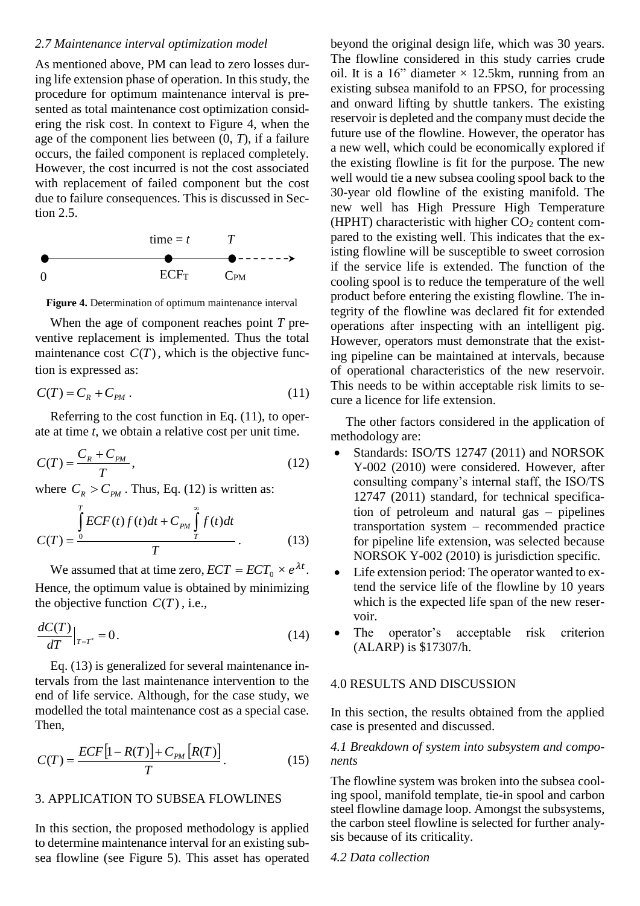### *2.7 Maintenance interval optimization model*

As mentioned above, PM can lead to zero losses during life extension phase of operation. In this study, the procedure for optimum maintenance interval is presented as total maintenance cost optimization considering the risk cost. In context to Figure 4, when the age of the component lies between (0, *T*), if a failure occurs, the failed component is replaced completely. However, the cost incurred is not the cost associated with replacement of failed component but the cost due to failure consequences. This is discussed in Section 2.5.

time = *t* *T*

0 $ECF_T$ $C_{PM}$

**Figure 4.** Determination of optimum maintenance interval

When the age of component reaches point *T* preventive replacement is implemented. Thus the total maintenance cost $C(T)$, which is the objective function is expressed as:

$$C(T) = C_R + C_{PM}\,. \tag{11}$$

Referring to the cost function in Eq. (11), to operate at time *t*, we obtain a relative cost per unit time.

$$C(T) = \frac{C_R + C_{PM}}{T}\,, \tag{12}$$

where $C_R > C_{PM}$. Thus, Eq. (12) is written as:

$$C(T) = \frac{\int_0^T ECF(t) f(t)dt + C_{PM}\int_T^\infty f(t)dt}{T}\,. \tag{13}$$

We assumed that at time zero, $ECT = ECT_0 \times e^{\lambda t}$. Hence, the optimum value is obtained by minimizing the objective function $C(T)$, i.e.,

$$\frac{dC(T)}{dT}\Big|_{T=T^*} = 0\,. \tag{14}$$

Eq. (13) is generalized for several maintenance intervals from the last maintenance intervention to the end of life service. Although, for the case study, we modelled the total maintenance cost as a special case. Then,

$$C(T) = \frac{ECF\left[1 - R(T)\right] + C_{PM}\left[R(T)\right]}{T}\,. \tag{15}$$

## 3. APPLICATION TO SUBSEA FLOWLINES

In this section, the proposed methodology is applied to determine maintenance interval for an existing subsea flowline (see Figure 5). This asset has operated beyond the original design life, which was 30 years. The flowline considered in this study carries crude oil. It is a 16" diameter × 12.5km, running from an existing subsea manifold to an FPSO, for processing and onward lifting by shuttle tankers. The existing reservoir is depleted and the company must decide the future use of the flowline. However, the operator has a new well, which could be economically explored if the existing flowline is fit for the purpose. The new well would tie a new subsea cooling spool back to the 30-year old flowline of the existing manifold. The new well has High Pressure High Temperature (HPHT) characteristic with higher $CO_2$ content compared to the existing well. This indicates that the existing flowline will be susceptible to sweet corrosion if the service life is extended. The function of the cooling spool is to reduce the temperature of the well product before entering the existing flowline. The integrity of the flowline was declared fit for extended operations after inspecting with an intelligent pig. However, operators must demonstrate that the existing pipeline can be maintained at intervals, because of operational characteristics of the new reservoir. This needs to be within acceptable risk limits to secure a licence for life extension.

The other factors considered in the application of methodology are:

- Standards: ISO/TS 12747 (2011) and NORSOK Y-002 (2010) were considered. However, after consulting company's internal staff, the ISO/TS 12747 (2011) standard, for technical specification of petroleum and natural gas – pipelines transportation system – recommended practice for pipeline life extension, was selected because NORSOK Y-002 (2010) is jurisdiction specific.
- Life extension period: The operator wanted to extend the service life of the flowline by 10 years which is the expected life span of the new reservoir.
- The operator's acceptable risk criterion (ALARP) is $17307/h.

## 4.0 RESULTS AND DISCUSSION

In this section, the results obtained from the applied case is presented and discussed.

### *4.1 Breakdown of system into subsystem and components*

The flowline system was broken into the subsea cooling spool, manifold template, tie-in spool and carbon steel flowline damage loop. Amongst the subsystems, the carbon steel flowline is selected for further analysis because of its criticality.

### *4.2 Data collection*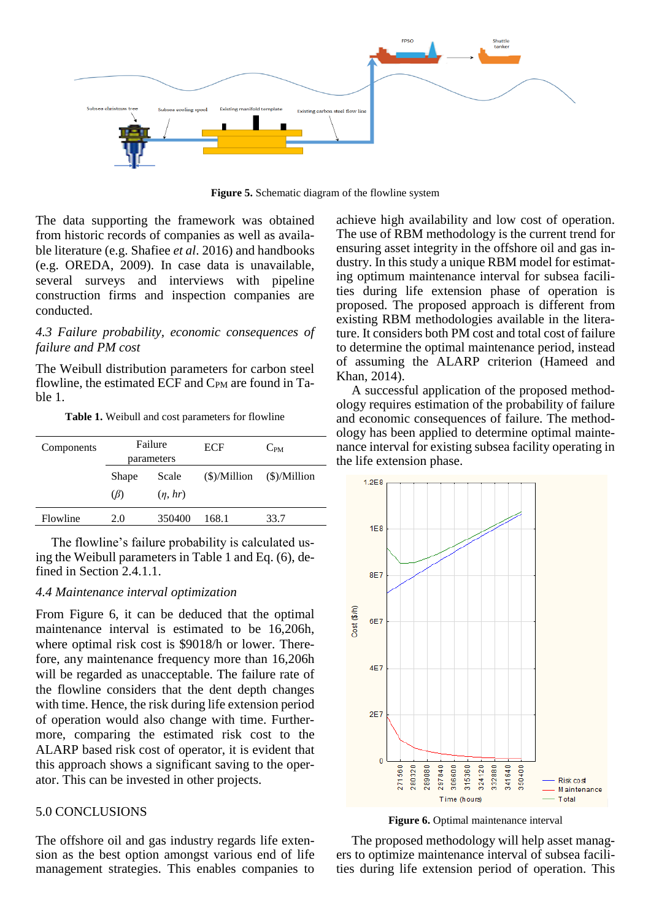Figure 5. Schematic diagram of the flowline system

The data supporting the framework was obtained from historic records of companies as well as available literature (e.g. Shafiee *et al*. 2016) and handbooks (e.g. OREDA, 2009). In case data is unavailable, several surveys and interviews with pipeline construction firms and inspection companies are conducted.

*4.3 Failure probability, economic consequences of failure and PM cost*

The Weibull distribution parameters for carbon steel flowline, the estimated ECF and $C_{PM}$ are found in Table 1.

**Table 1.** Weibull and cost parameters for flowline

| Components | Failure parameters | | ECF | $C_{PM}$ |
|---|---|---|---|---|
| | Shape ($\beta$) | Scale ($\eta$, *hr*) | (\$)/Million | (\$)/Million |
| Flowline | 2.0 | 350400 | 168.1 | 33.7 |

The flowline's failure probability is calculated using the Weibull parameters in Table 1 and Eq. (6), defined in Section 2.4.1.1.

*4.4 Maintenance interval optimization*

From Figure 6, it can be deduced that the optimal maintenance interval is estimated to be 16,206h, where optimal risk cost is \$9018/h or lower. Therefore, any maintenance frequency more than 16,206h will be regarded as unacceptable. The failure rate of the flowline considers that the dent depth changes with time. Hence, the risk during life extension period of operation would also change with time. Furthermore, comparing the estimated risk cost to the ALARP based risk cost of operator, it is evident that this approach shows a significant saving to the operator. This can be invested in other projects.

## 5.0 CONCLUSIONS

The offshore oil and gas industry regards life extension as the best option amongst various end of life management strategies. This enables companies to achieve high availability and low cost of operation. The use of RBM methodology is the current trend for ensuring asset integrity in the offshore oil and gas industry. In this study a unique RBM model for estimating optimum maintenance interval for subsea facilities during life extension phase of operation is proposed. The proposed approach is different from existing RBM methodologies available in the literature. It considers both PM cost and total cost of failure to determine the optimal maintenance period, instead of assuming the ALARP criterion (Hameed and Khan, 2014).

A successful application of the proposed methodology requires estimation of the probability of failure and economic consequences of failure. The methodology has been applied to determine optimal maintenance interval for existing subsea facility operating in the life extension phase.

Figure 6. Optimal maintenance interval

The proposed methodology will help asset managers to optimize maintenance interval of subsea facilities during life extension period of operation. This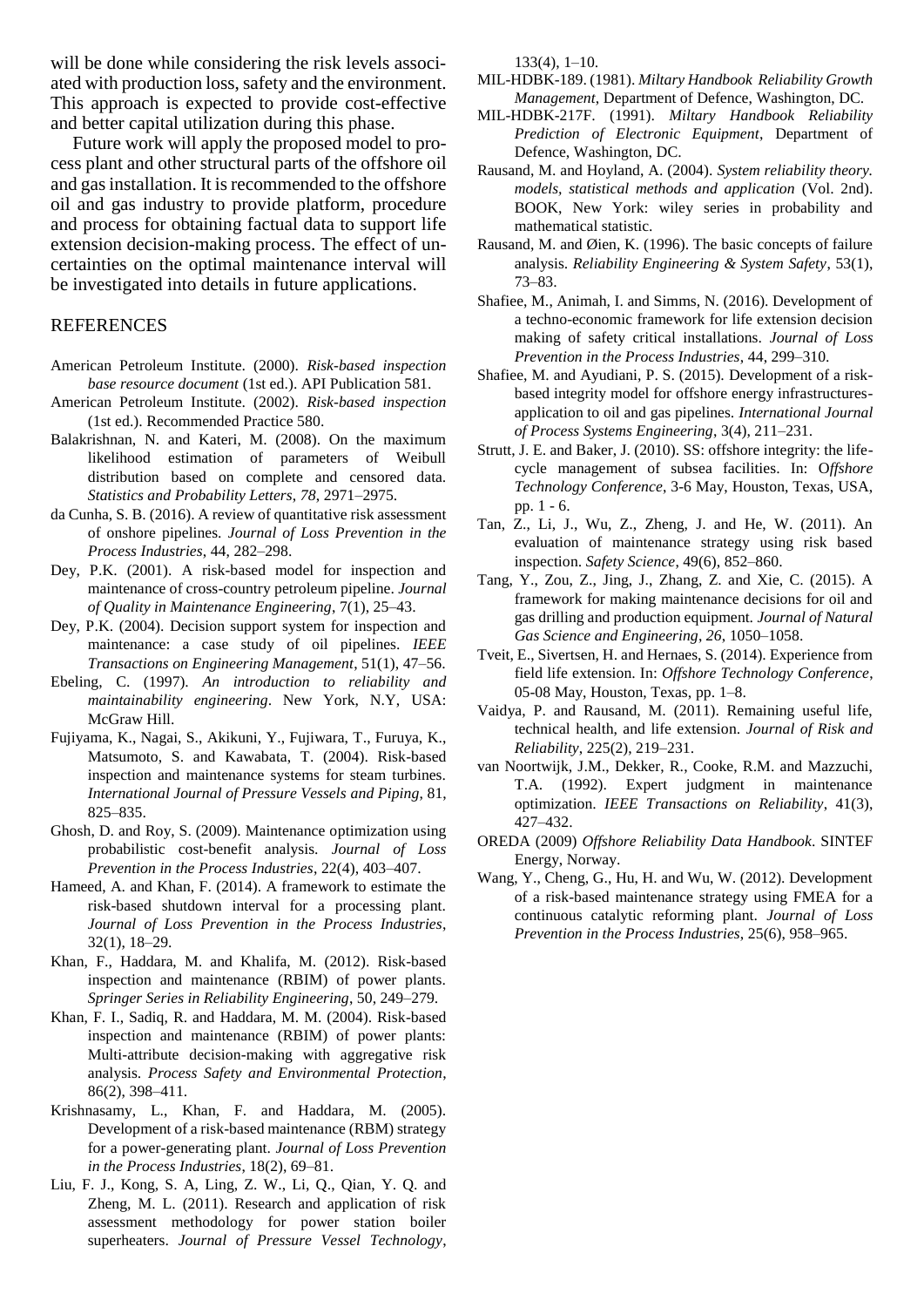will be done while considering the risk levels associated with production loss, safety and the environment. This approach is expected to provide cost-effective and better capital utilization during this phase.

Future work will apply the proposed model to process plant and other structural parts of the offshore oil and gas installation. It is recommended to the offshore oil and gas industry to provide platform, procedure and process for obtaining factual data to support life extension decision-making process. The effect of uncertainties on the optimal maintenance interval will be investigated into details in future applications.

## REFERENCES

American Petroleum Institute. (2000). *Risk-based inspection base resource document* (1st ed.). API Publication 581.

American Petroleum Institute. (2002). *Risk-based inspection* (1st ed.). Recommended Practice 580.

Balakrishnan, N. and Kateri, M. (2008). On the maximum likelihood estimation of parameters of Weibull distribution based on complete and censored data. *Statistics and Probability Letters*, *78*, 2971–2975.

da Cunha, S. B. (2016). A review of quantitative risk assessment of onshore pipelines. *Journal of Loss Prevention in the Process Industries*, 44, 282–298.

Dey, P.K. (2001). A risk-based model for inspection and maintenance of cross-country petroleum pipeline. *Journal of Quality in Maintenance Engineering*, 7(1), 25–43.

Dey, P.K. (2004). Decision support system for inspection and maintenance: a case study of oil pipelines. *IEEE Transactions on Engineering Management*, 51(1), 47–56.

Ebeling, C. (1997). *An introduction to reliability and maintainability engineering*. New York, N.Y, USA: McGraw Hill.

Fujiyama, K., Nagai, S., Akikuni, Y., Fujiwara, T., Furuya, K., Matsumoto, S. and Kawabata, T. (2004). Risk-based inspection and maintenance systems for steam turbines. *International Journal of Pressure Vessels and Piping*, 81, 825–835.

Ghosh, D. and Roy, S. (2009). Maintenance optimization using probabilistic cost-benefit analysis. *Journal of Loss Prevention in the Process Industries*, 22(4), 403–407.

Hameed, A. and Khan, F. (2014). A framework to estimate the risk-based shutdown interval for a processing plant. *Journal of Loss Prevention in the Process Industries*, 32(1), 18–29.

Khan, F., Haddara, M. and Khalifa, M. (2012). Risk-based inspection and maintenance (RBIM) of power plants. *Springer Series in Reliability Engineering*, 50, 249–279.

Khan, F. I., Sadiq, R. and Haddara, M. M. (2004). Risk-based inspection and maintenance (RBIM) of power plants: Multi-attribute decision-making with aggregative risk analysis. *Process Safety and Environmental Protection*, 86(2), 398–411.

Krishnasamy, L., Khan, F. and Haddara, M. (2005). Development of a risk-based maintenance (RBM) strategy for a power-generating plant. *Journal of Loss Prevention in the Process Industries*, 18(2), 69–81.

Liu, F. J., Kong, S. A, Ling, Z. W., Li, Q., Qian, Y. Q. and Zheng, M. L. (2011). Research and application of risk assessment methodology for power station boiler superheaters. *Journal of Pressure Vessel Technology*, 133(4), 1–10.

MIL-HDBK-189. (1981). *Miltary Handbook Reliability Growth Management*, Department of Defence, Washington, DC.

MIL-HDBK-217F. (1991). *Miltary Handbook Reliability Prediction of Electronic Equipment*, Department of Defence, Washington, DC.

Rausand, M. and Hoyland, A. (2004). *System reliability theory. models, statistical methods and application* (Vol. 2nd). BOOK, New York: wiley series in probability and mathematical statistic.

Rausand, M. and Øien, K. (1996). The basic concepts of failure analysis. *Reliability Engineering & System Safety*, 53(1), 73–83.

Shafiee, M., Animah, I. and Simms, N. (2016). Development of a techno-economic framework for life extension decision making of safety critical installations. *Journal of Loss Prevention in the Process Industries*, 44, 299–310.

Shafiee, M. and Ayudiani, P. S. (2015). Development of a risk-based integrity model for offshore energy infrastructures-application to oil and gas pipelines. *International Journal of Process Systems Engineering*, 3(4), 211–231.

Strutt, J. E. and Baker, J. (2010). SS: offshore integrity: the life-cycle management of subsea facilities. In: *Offshore Technology Conference*, 3-6 May, Houston, Texas, USA, pp. 1 - 6.

Tan, Z., Li, J., Wu, Z., Zheng, J. and He, W. (2011). An evaluation of maintenance strategy using risk based inspection. *Safety Science*, 49(6), 852–860.

Tang, Y., Zou, Z., Jing, J., Zhang, Z. and Xie, C. (2015). A framework for making maintenance decisions for oil and gas drilling and production equipment. *Journal of Natural Gas Science and Engineering*, *26*, 1050–1058.

Tveit, E., Sivertsen, H. and Hernaes, S. (2014). Experience from field life extension. In: *Offshore Technology Conference*, 05-08 May, Houston, Texas, pp. 1–8.

Vaidya, P. and Rausand, M. (2011). Remaining useful life, technical health, and life extension. *Journal of Risk and Reliability*, 225(2), 219–231.

van Noortwijk, J.M., Dekker, R., Cooke, R.M. and Mazzuchi, T.A. (1992). Expert judgment in maintenance optimization. *IEEE Transactions on Reliability*, 41(3), 427–432.

OREDA (2009) *Offshore Reliability Data Handbook*. SINTEF Energy, Norway.

Wang, Y., Cheng, G., Hu, H. and Wu, W. (2012). Development of a risk-based maintenance strategy using FMEA for a continuous catalytic reforming plant. *Journal of Loss Prevention in the Process Industries*, 25(6), 958–965.